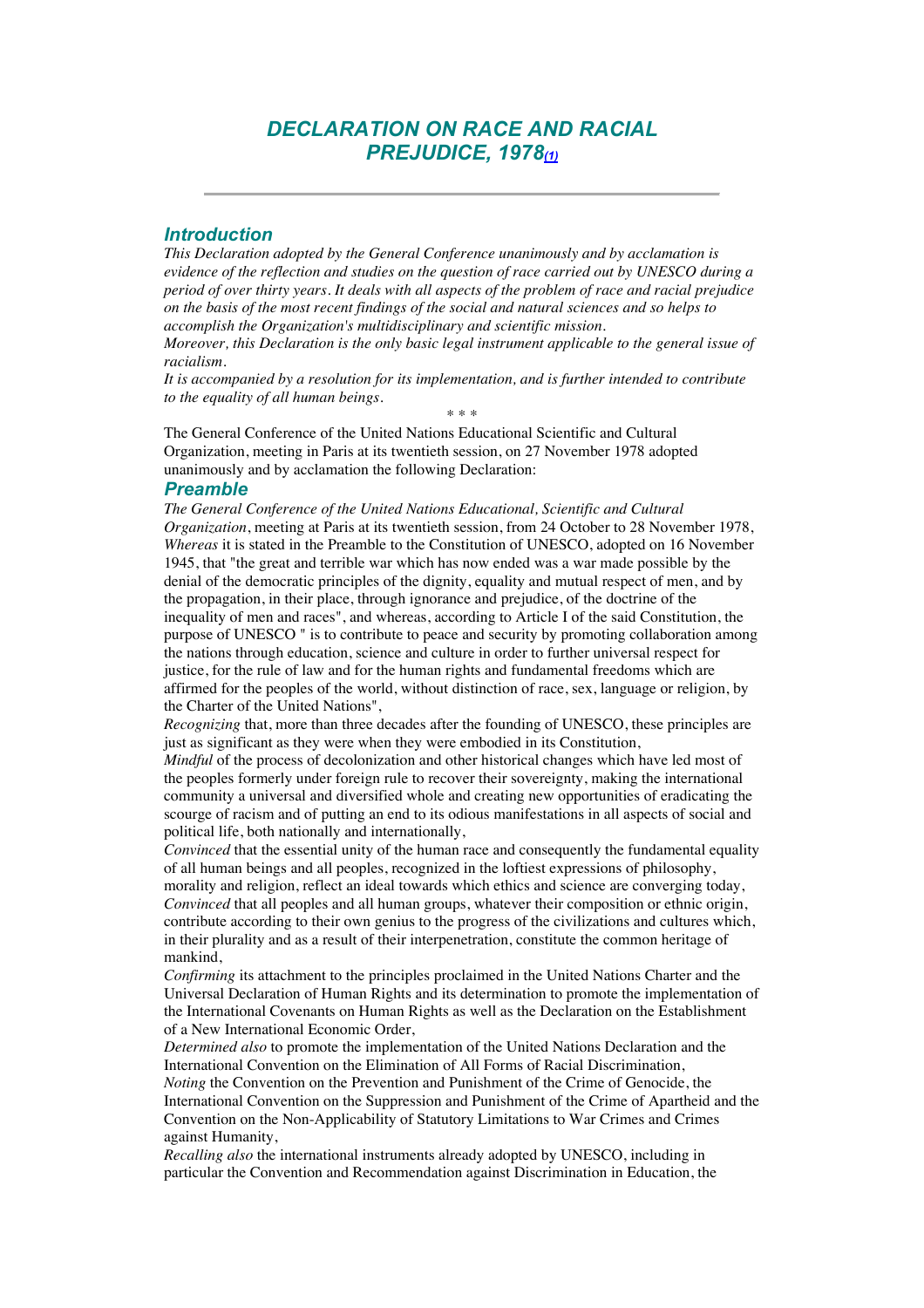# *DECLARATION ON RACE AND RACIAL PREJUDICE, 1978*[(1)]

---

## *Introduction*

*This Declaration adopted by the General Conference unanimously and by acclamation is evidence of the reflection and studies on the question of race carried out by UNESCO during a period of over thirty years. It deals with all aspects of the problem of race and racial prejudice on the basis of the most recent findings of the social and natural sciences and so helps to accomplish the Organization's multidisciplinary and scientific mission.*

*Moreover, this Declaration is the only basic legal instrument applicable to the general issue of racialism.*

*It is accompanied by a resolution for its implementation, and is further intended to contribute to the equality of all human beings.*

\* \* \*

The General Conference of the United Nations Educational Scientific and Cultural Organization, meeting in Paris at its twentieth session, on 27 November 1978 adopted unanimously and by acclamation the following Declaration:

## *Preamble*

*The General Conference of the United Nations Educational, Scientific and Cultural Organization*, meeting at Paris at its twentieth session, from 24 October to 28 November 1978,

*Whereas* it is stated in the Preamble to the Constitution of UNESCO, adopted on 16 November 1945, that "the great and terrible war which has now ended was a war made possible by the denial of the democratic principles of the dignity, equality and mutual respect of men, and by the propagation, in their place, through ignorance and prejudice, of the doctrine of the inequality of men and races", and whereas, according to Article I of the said Constitution, the purpose of UNESCO " is to contribute to peace and security by promoting collaboration among the nations through education, science and culture in order to further universal respect for justice, for the rule of law and for the human rights and fundamental freedoms which are affirmed for the peoples of the world, without distinction of race, sex, language or religion, by the Charter of the United Nations",

*Recognizing* that, more than three decades after the founding of UNESCO, these principles are just as significant as they were when they were embodied in its Constitution,

*Mindful* of the process of decolonization and other historical changes which have led most of the peoples formerly under foreign rule to recover their sovereignty, making the international community a universal and diversified whole and creating new opportunities of eradicating the scourge of racism and of putting an end to its odious manifestations in all aspects of social and political life, both nationally and internationally,

*Convinced* that the essential unity of the human race and consequently the fundamental equality of all human beings and all peoples, recognized in the loftiest expressions of philosophy, morality and religion, reflect an ideal towards which ethics and science are converging today,

*Convinced* that all peoples and all human groups, whatever their composition or ethnic origin, contribute according to their own genius to the progress of the civilizations and cultures which, in their plurality and as a result of their interpenetration, constitute the common heritage of mankind,

*Confirming* its attachment to the principles proclaimed in the United Nations Charter and the Universal Declaration of Human Rights and its determination to promote the implementation of the International Covenants on Human Rights as well as the Declaration on the Establishment of a New International Economic Order,

*Determined also* to promote the implementation of the United Nations Declaration and the International Convention on the Elimination of All Forms of Racial Discrimination,

*Noting* the Convention on the Prevention and Punishment of the Crime of Genocide, the International Convention on the Suppression and Punishment of the Crime of Apartheid and the Convention on the Non-Applicability of Statutory Limitations to War Crimes and Crimes against Humanity,

*Recalling also* the international instruments already adopted by UNESCO, including in particular the Convention and Recommendation against Discrimination in Education, the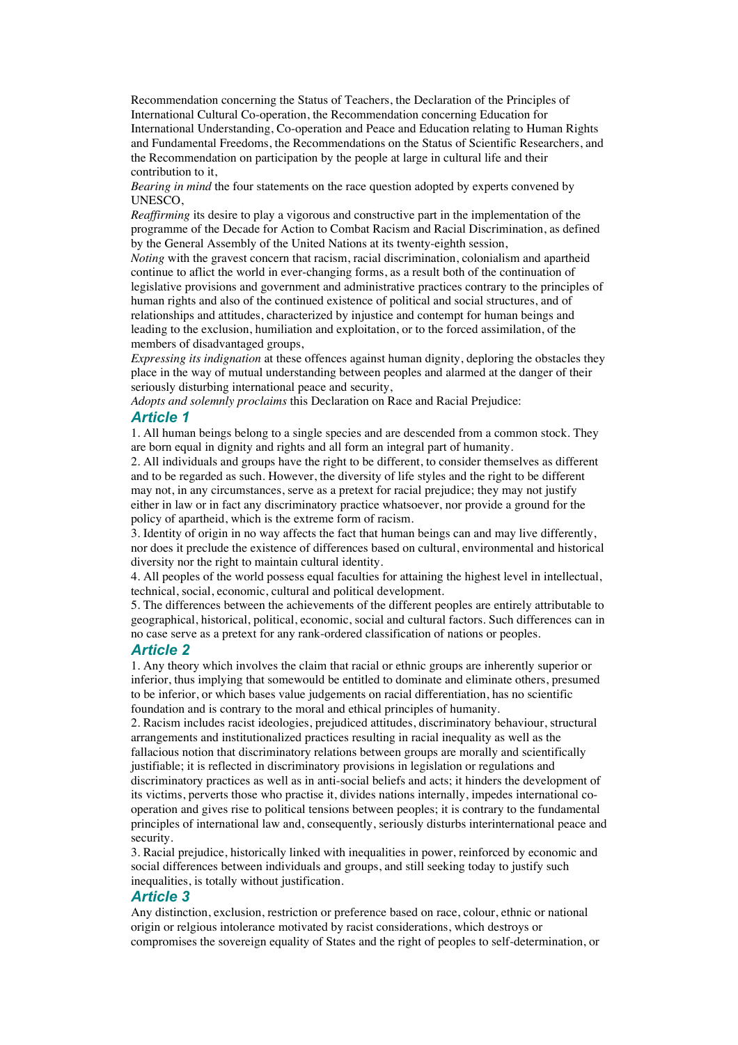Recommendation concerning the Status of Teachers, the Declaration of the Principles of International Cultural Co-operation, the Recommendation concerning Education for International Understanding, Co-operation and Peace and Education relating to Human Rights and Fundamental Freedoms, the Recommendations on the Status of Scientific Researchers, and the Recommendation on participation by the people at large in cultural life and their contribution to it,

*Bearing in mind* the four statements on the race question adopted by experts convened by UNESCO,

*Reaffirming* its desire to play a vigorous and constructive part in the implementation of the programme of the Decade for Action to Combat Racism and Racial Discrimination, as defined by the General Assembly of the United Nations at its twenty-eighth session,

*Noting* with the gravest concern that racism, racial discrimination, colonialism and apartheid continue to aflict the world in ever-changing forms, as a result both of the continuation of legislative provisions and government and administrative practices contrary to the principles of human rights and also of the continued existence of political and social structures, and of relationships and attitudes, characterized by injustice and contempt for human beings and leading to the exclusion, humiliation and exploitation, or to the forced assimilation, of the members of disadvantaged groups,

*Expressing its indignation* at these offences against human dignity, deploring the obstacles they place in the way of mutual understanding between peoples and alarmed at the danger of their seriously disturbing international peace and security,

*Adopts and solemnly proclaims* this Declaration on Race and Racial Prejudice:

## Article 1

1. All human beings belong to a single species and are descended from a common stock. They are born equal in dignity and rights and all form an integral part of humanity.

2. All individuals and groups have the right to be different, to consider themselves as different and to be regarded as such. However, the diversity of life styles and the right to be different may not, in any circumstances, serve as a pretext for racial prejudice; they may not justify either in law or in fact any discriminatory practice whatsoever, nor provide a ground for the policy of apartheid, which is the extreme form of racism.

3. Identity of origin in no way affects the fact that human beings can and may live differently, nor does it preclude the existence of differences based on cultural, environmental and historical diversity nor the right to maintain cultural identity.

4. All peoples of the world possess equal faculties for attaining the highest level in intellectual, technical, social, economic, cultural and political development.

5. The differences between the achievements of the different peoples are entirely attributable to geographical, historical, political, economic, social and cultural factors. Such differences can in no case serve as a pretext for any rank-ordered classification of nations or peoples.

## Article 2

1. Any theory which involves the claim that racial or ethnic groups are inherently superior or inferior, thus implying that somewould be entitled to dominate and eliminate others, presumed to be inferior, or which bases value judgements on racial differentiation, has no scientific foundation and is contrary to the moral and ethical principles of humanity.

2. Racism includes racist ideologies, prejudiced attitudes, discriminatory behaviour, structural arrangements and institutionalized practices resulting in racial inequality as well as the fallacious notion that discriminatory relations between groups are morally and scientifically justifiable; it is reflected in discriminatory provisions in legislation or regulations and discriminatory practices as well as in anti-social beliefs and acts; it hinders the development of its victims, perverts those who practise it, divides nations internally, impedes international co-operation and gives rise to political tensions between peoples; it is contrary to the fundamental principles of international law and, consequently, seriously disturbs interinternational peace and security.

3. Racial prejudice, historically linked with inequalities in power, reinforced by economic and social differences between individuals and groups, and still seeking today to justify such inequalities, is totally without justification.

## Article 3

Any distinction, exclusion, restriction or preference based on race, colour, ethnic or national origin or relgious intolerance motivated by racist considerations, which destroys or compromises the sovereign equality of States and the right of peoples to self-determination, or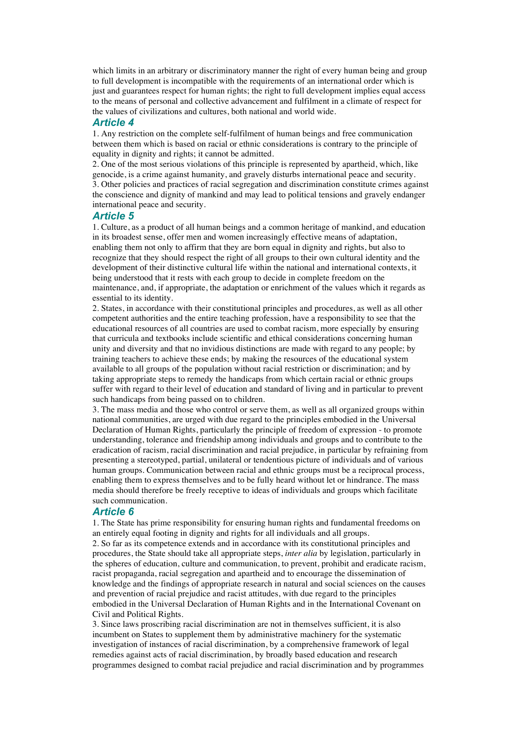which limits in an arbitrary or discriminatory manner the right of every human being and group to full development is incompatible with the requirements of an international order which is just and guarantees respect for human rights; the right to full development implies equal access to the means of personal and collective advancement and fulfilment in a climate of respect for the values of civilizations and cultures, both national and world wide.

### *Article 4*

1. Any restriction on the complete self-fulfilment of human beings and free communication between them which is based on racial or ethnic considerations is contrary to the principle of equality in dignity and rights; it cannot be admitted.
2. One of the most serious violations of this principle is represented by apartheid, which, like genocide, is a crime against humanity, and gravely disturbs international peace and security.
3. Other policies and practices of racial segregation and discrimination constitute crimes against the conscience and dignity of mankind and may lead to political tensions and gravely endanger international peace and security.

### *Article 5*

1. Culture, as a product of all human beings and a common heritage of mankind, and education in its broadest sense, offer men and women increasingly effective means of adaptation, enabling them not only to affirm that they are born equal in dignity and rights, but also to recognize that they should respect the right of all groups to their own cultural identity and the development of their distinctive cultural life within the national and international contexts, it being understood that it rests with each group to decide in complete freedom on the maintenance, and, if appropriate, the adaptation or enrichment of the values which it regards as essential to its identity.
2. States, in accordance with their constitutional principles and procedures, as well as all other competent authorities and the entire teaching profession, have a responsibility to see that the educational resources of all countries are used to combat racism, more especially by ensuring that curricula and textbooks include scientific and ethical considerations concerning human unity and diversity and that no invidious distinctions are made with regard to any people; by training teachers to achieve these ends; by making the resources of the educational system available to all groups of the population without racial restriction or discrimination; and by taking appropriate steps to remedy the handicaps from which certain racial or ethnic groups suffer with regard to their level of education and standard of living and in particular to prevent such handicaps from being passed on to children.
3. The mass media and those who control or serve them, as well as all organized groups within national communities, are urged with due regard to the principles embodied in the Universal Declaration of Human Rights, particularly the principle of freedom of expression - to promote understanding, tolerance and friendship among individuals and groups and to contribute to the eradication of racism, racial discrimination and racial prejudice, in particular by refraining from presenting a stereotyped, partial, unilateral or tendentious picture of individuals and of various human groups. Communication between racial and ethnic groups must be a reciprocal process, enabling them to express themselves and to be fully heard without let or hindrance. The mass media should therefore be freely receptive to ideas of individuals and groups which facilitate such communication.

### *Article 6*

1. The State has prime responsibility for ensuring human rights and fundamental freedoms on an entirely equal footing in dignity and rights for all individuals and all groups.
2. So far as its competence extends and in accordance with its constitutional principles and procedures, the State should take all appropriate steps, *inter alia* by legislation, particularly in the spheres of education, culture and communication, to prevent, prohibit and eradicate racism, racist propaganda, racial segregation and apartheid and to encourage the dissemination of knowledge and the findings of appropriate research in natural and social sciences on the causes and prevention of racial prejudice and racist attitudes, with due regard to the principles embodied in the Universal Declaration of Human Rights and in the International Covenant on Civil and Political Rights.
3. Since laws proscribing racial discrimination are not in themselves sufficient, it is also incumbent on States to supplement them by administrative machinery for the systematic investigation of instances of racial discrimination, by a comprehensive framework of legal remedies against acts of racial discrimination, by broadly based education and research programmes designed to combat racial prejudice and racial discrimination and by programmes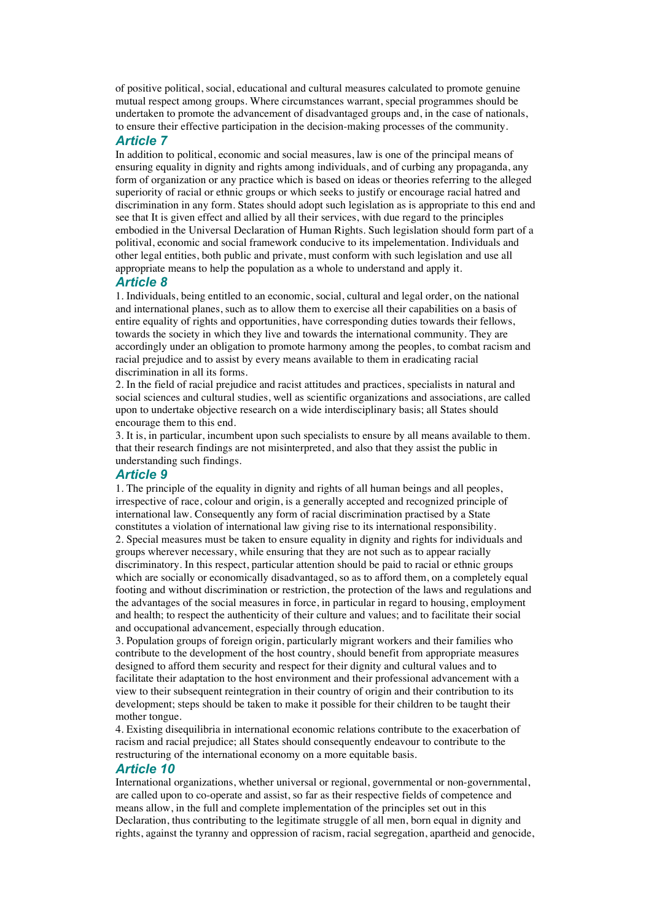of positive political, social, educational and cultural measures calculated to promote genuine mutual respect among groups. Where circumstances warrant, special programmes should be undertaken to promote the advancement of disadvantaged groups and, in the case of nationals, to ensure their effective participation in the decision-making processes of the community.

## Article 7

In addition to political, economic and social measures, law is one of the principal means of ensuring equality in dignity and rights among individuals, and of curbing any propaganda, any form of organization or any practice which is based on ideas or theories referring to the alleged superiority of racial or ethnic groups or which seeks to justify or encourage racial hatred and discrimination in any form. States should adopt such legislation as is appropriate to this end and see that It is given effect and allied by all their services, with due regard to the principles embodied in the Universal Declaration of Human Rights. Such legislation should form part of a politival, economic and social framework conducive to its impelementation. Individuals and other legal entities, both public and private, must conform with such legislation and use all appropriate means to help the population as a whole to understand and apply it.

## Article 8

1. Individuals, being entitled to an economic, social, cultural and legal order, on the national and international planes, such as to allow them to exercise all their capabilities on a basis of entire equality of rights and opportunities, have corresponding duties towards their fellows, towards the society in which they live and towards the international community. They are accordingly under an obligation to promote harmony among the peoples, to combat racism and racial prejudice and to assist by every means available to them in eradicating racial discrimination in all its forms.
2. In the field of racial prejudice and racist attitudes and practices, specialists in natural and social sciences and cultural studies, well as scientific organizations and associations, are called upon to undertake objective research on a wide interdisciplinary basis; all States should encourage them to this end.
3. It is, in particular, incumbent upon such specialists to ensure by all means available to them. that their research findings are not misinterpreted, and also that they assist the public in understanding such findings.

## Article 9

1. The principle of the equality in dignity and rights of all human beings and all peoples, irrespective of race, colour and origin, is a generally accepted and recognized principle of international law. Consequently any form of racial discrimination practised by a State constitutes a violation of international law giving rise to its international responsibility.
2. Special measures must be taken to ensure equality in dignity and rights for individuals and groups wherever necessary, while ensuring that they are not such as to appear racially discriminatory. In this respect, particular attention should be paid to racial or ethnic groups which are socially or economically disadvantaged, so as to afford them, on a completely equal footing and without discrimination or restriction, the protection of the laws and regulations and the advantages of the social measures in force, in particular in regard to housing, employment and health; to respect the authenticity of their culture and values; and to facilitate their social and occupational advancement, especially through education.
3. Population groups of foreign origin, particularly migrant workers and their families who contribute to the development of the host country, should benefit from appropriate measures designed to afford them security and respect for their dignity and cultural values and to facilitate their adaptation to the host environment and their professional advancement with a view to their subsequent reintegration in their country of origin and their contribution to its development; steps should be taken to make it possible for their children to be taught their mother tongue.
4. Existing disequilibria in international economic relations contribute to the exacerbation of racism and racial prejudice; all States should consequently endeavour to contribute to the restructuring of the international economy on a more equitable basis.

## Article 10

International organizations, whether universal or regional, governmental or non-governmental, are called upon to co-operate and assist, so far as their respective fields of competence and means allow, in the full and complete implementation of the principles set out in this Declaration, thus contributing to the legitimate struggle of all men, born equal in dignity and rights, against the tyranny and oppression of racism, racial segregation, apartheid and genocide,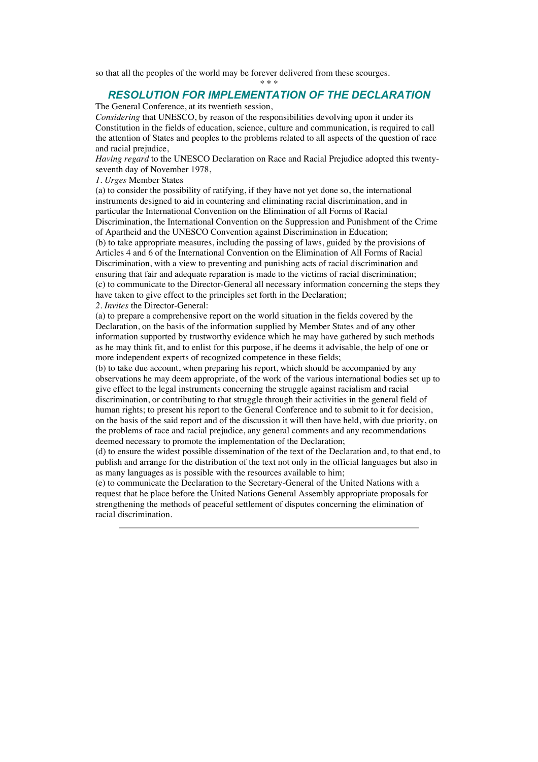so that all the peoples of the world may be forever delivered from these scourges.

\* \* \*

## RESOLUTION FOR IMPLEMENTATION OF THE DECLARATION

The General Conference, at its twentieth session,

*Considering* that UNESCO, by reason of the responsibilities devolving upon it under its Constitution in the fields of education, science, culture and communication, is required to call the attention of States and peoples to the problems related to all aspects of the question of race and racial prejudice,

*Having regard* to the UNESCO Declaration on Race and Racial Prejudice adopted this twenty-seventh day of November 1978,

*1. Urges* Member States

(a) to consider the possibility of ratifying, if they have not yet done so, the international instruments designed to aid in countering and eliminating racial discrimination, and in particular the International Convention on the Elimination of all Forms of Racial Discrimination, the International Convention on the Suppression and Punishment of the Crime of Apartheid and the UNESCO Convention against Discrimination in Education;

(b) to take appropriate measures, including the passing of laws, guided by the provisions of Articles 4 and 6 of the International Convention on the Elimination of All Forms of Racial Discrimination, with a view to preventing and punishing acts of racial discrimination and ensuring that fair and adequate reparation is made to the victims of racial discrimination;

(c) to communicate to the Director-General all necessary information concerning the steps they have taken to give effect to the principles set forth in the Declaration;

*2. Invites* the Director-General:

(a) to prepare a comprehensive report on the world situation in the fields covered by the Declaration, on the basis of the information supplied by Member States and of any other information supported by trustworthy evidence which he may have gathered by such methods as he may think fit, and to enlist for this purpose, if he deems it advisable, the help of one or more independent experts of recognized competence in these fields;

(b) to take due account, when preparing his report, which should be accompanied by any observations he may deem appropriate, of the work of the various international bodies set up to give effect to the legal instruments concerning the struggle against racialism and racial discrimination, or contributing to that struggle through their activities in the general field of human rights; to present his report to the General Conference and to submit to it for decision, on the basis of the said report and of the discussion it will then have held, with due priority, on the problems of race and racial prejudice, any general comments and any recommendations deemed necessary to promote the implementation of the Declaration;

(d) to ensure the widest possible dissemination of the text of the Declaration and, to that end, to publish and arrange for the distribution of the text not only in the official languages but also in as many languages as is possible with the resources available to him;

(e) to communicate the Declaration to the Secretary-General of the United Nations with a request that he place before the United Nations General Assembly appropriate proposals for strengthening the methods of peaceful settlement of disputes concerning the elimination of racial discrimination.